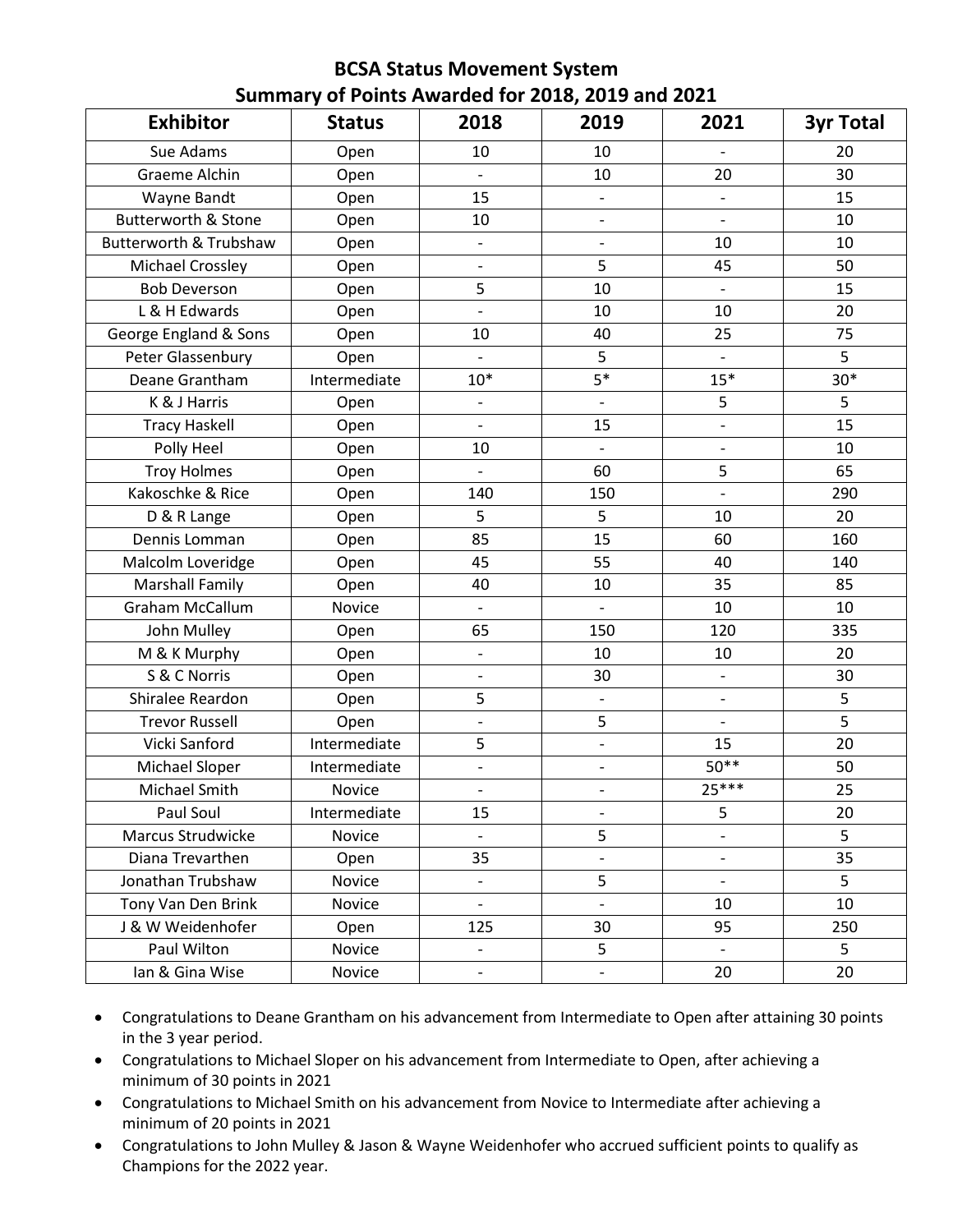# BCSA Status Movement System
## Summary of Points Awarded for 2018, 2019 and 2021

| Exhibitor | Status | 2018 | 2019 | 2021 | 3yr Total |
|---|---|---|---|---|---|
| Sue Adams | Open | 10 | 10 | - | 20 |
| Graeme Alchin | Open | - | 10 | 20 | 30 |
| Wayne Bandt | Open | 15 | - | - | 15 |
| Butterworth & Stone | Open | 10 | - | - | 10 |
| Butterworth & Trubshaw | Open | - | - | 10 | 10 |
| Michael Crossley | Open | - | 5 | 45 | 50 |
| Bob Deverson | Open | 5 | 10 | - | 15 |
| L & H Edwards | Open | - | 10 | 10 | 20 |
| George England & Sons | Open | 10 | 40 | 25 | 75 |
| Peter Glassenbury | Open | - | 5 | - | 5 |
| Deane Grantham | Intermediate | 10* | 5* | 15* | 30* |
| K & J Harris | Open | - | - | 5 | 5 |
| Tracy Haskell | Open | - | 15 | - | 15 |
| Polly Heel | Open | 10 | - | - | 10 |
| Troy Holmes | Open | - | 60 | 5 | 65 |
| Kakoschke & Rice | Open | 140 | 150 | - | 290 |
| D & R Lange | Open | 5 | 5 | 10 | 20 |
| Dennis Lomman | Open | 85 | 15 | 60 | 160 |
| Malcolm Loveridge | Open | 45 | 55 | 40 | 140 |
| Marshall Family | Open | 40 | 10 | 35 | 85 |
| Graham McCallum | Novice | - | - | 10 | 10 |
| John Mulley | Open | 65 | 150 | 120 | 335 |
| M & K Murphy | Open | - | 10 | 10 | 20 |
| S & C Norris | Open | - | 30 | - | 30 |
| Shiralee Reardon | Open | 5 | - | - | 5 |
| Trevor Russell | Open | - | 5 | - | 5 |
| Vicki Sanford | Intermediate | 5 | - | 15 | 20 |
| Michael Sloper | Intermediate | - | - | 50** | 50 |
| Michael Smith | Novice | - | - | 25*** | 25 |
| Paul Soul | Intermediate | 15 | - | 5 | 20 |
| Marcus Strudwicke | Novice | - | 5 | - | 5 |
| Diana Trevarthen | Open | 35 | - | - | 35 |
| Jonathan Trubshaw | Novice | - | 5 | - | 5 |
| Tony Van Den Brink | Novice | - | - | 10 | 10 |
| J & W Weidenhofer | Open | 125 | 30 | 95 | 250 |
| Paul Wilton | Novice | - | 5 | - | 5 |
| Ian & Gina Wise | Novice | - | - | 20 | 20 |

- Congratulations to Deane Grantham on his advancement from Intermediate to Open after attaining 30 points in the 3 year period.
- Congratulations to Michael Sloper on his advancement from Intermediate to Open, after achieving a minimum of 30 points in 2021
- Congratulations to Michael Smith on his advancement from Novice to Intermediate after achieving a minimum of 20 points in 2021
- Congratulations to John Mulley & Jason & Wayne Weidenhofer who accrued sufficient points to qualify as Champions for the 2022 year.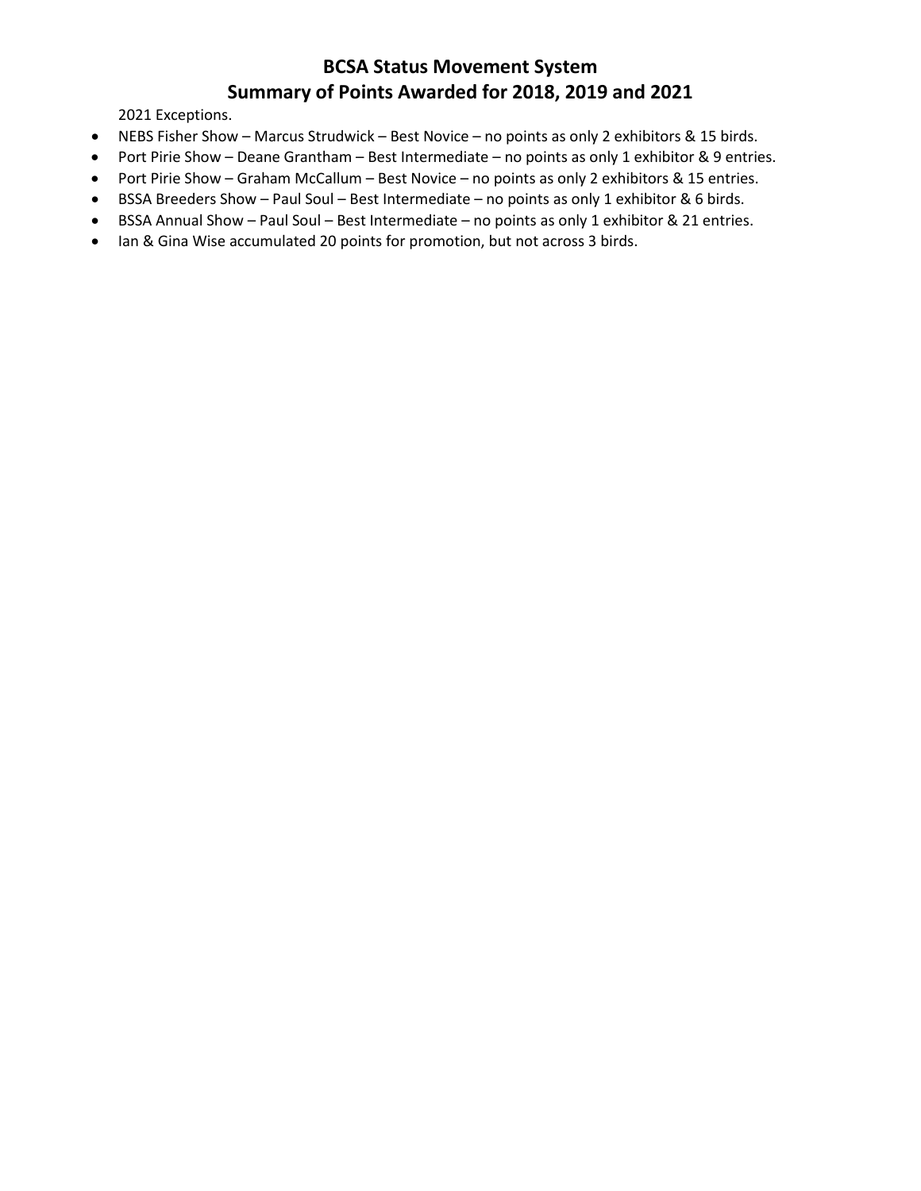# BCSA Status Movement System
# Summary of Points Awarded for 2018, 2019 and 2021

2021 Exceptions.

- NEBS Fisher Show – Marcus Strudwick – Best Novice – no points as only 2 exhibitors & 15 birds.
- Port Pirie Show – Deane Grantham – Best Intermediate – no points as only 1 exhibitor & 9 entries.
- Port Pirie Show – Graham McCallum – Best Novice – no points as only 2 exhibitors & 15 entries.
- BSSA Breeders Show – Paul Soul – Best Intermediate – no points as only 1 exhibitor & 6 birds.
- BSSA Annual Show – Paul Soul – Best Intermediate – no points as only 1 exhibitor & 21 entries.
- Ian & Gina Wise accumulated 20 points for promotion, but not across 3 birds.